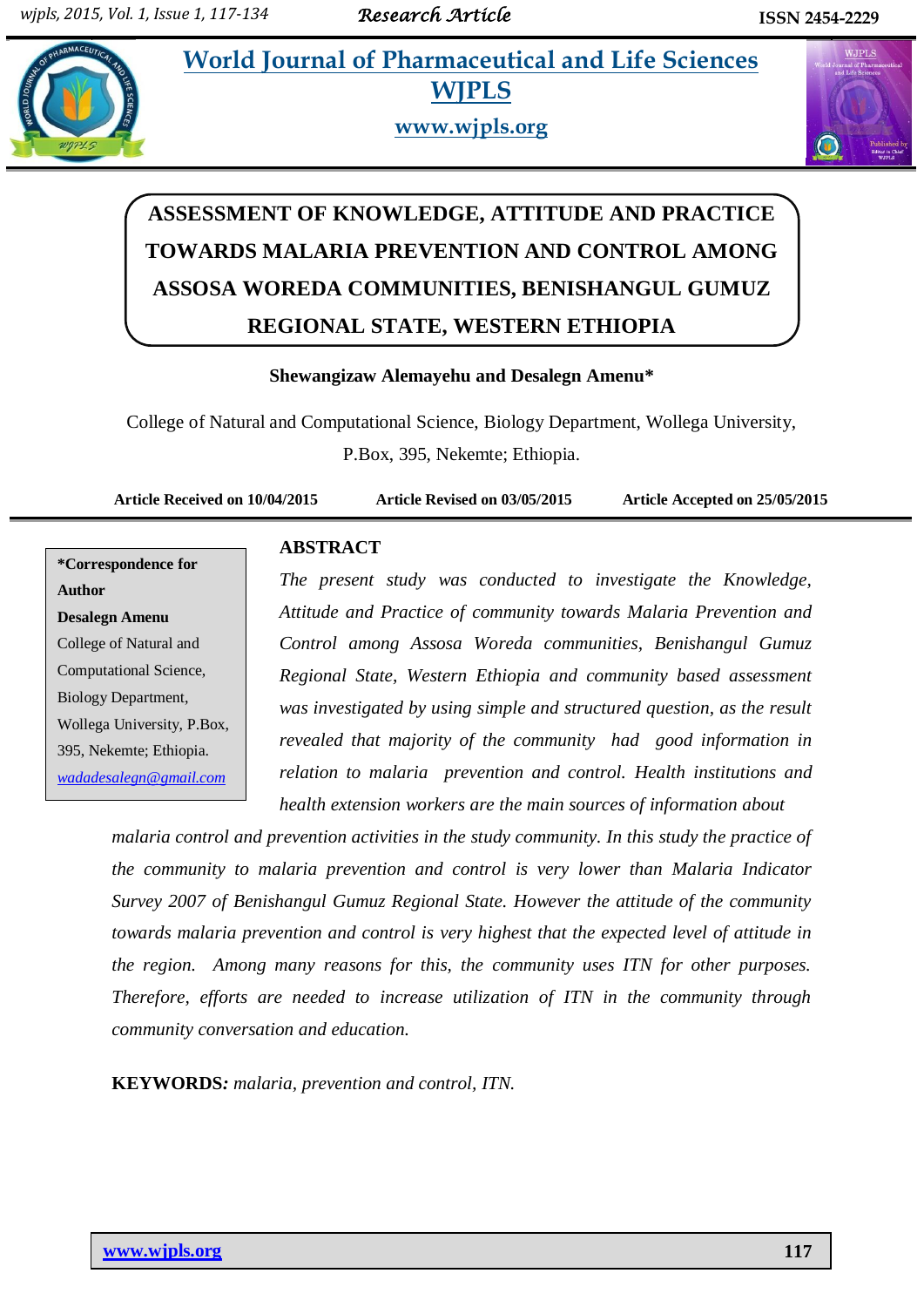# ASSESSMENT OF KNOWLEDGE, ATTITUDE AND PRACTICE TOWARDS MALARIA PREVENTION AND CONTROL AMONG ASSOSA WOREDA COMMUNITIES, BENISHANGUL GUMUZ REGIONAL STATE, WESTERN ETHIOPIA

**Shewangizaw Alemayehu and Desalegn Amenu***

College of Natural and Computational Science, Biology Department, Wollega University, P.Box, 395, Nekemte; Ethiopia.

**Article Received on 10/04/2015** **Article Revised on 03/05/2015** **Article Accepted on 25/05/2015**

**\*Correspondence for Author**
**Desalegn Amenu**
College of Natural and Computational Science, Biology Department, Wollega University, P.Box, 395, Nekemte; Ethiopia.
wadadesalegn@gmail.com

## ABSTRACT

*The present study was conducted to investigate the Knowledge, Attitude and Practice of community towards Malaria Prevention and Control among Assosa Woreda communities, Benishangul Gumuz Regional State, Western Ethiopia and community based assessment was investigated by using simple and structured question, as the result revealed that majority of the community had good information in relation to malaria prevention and control. Health institutions and health extension workers are the main sources of information about malaria control and prevention activities in the study community. In this study the practice of the community to malaria prevention and control is very lower than Malaria Indicator Survey 2007 of Benishangul Gumuz Regional State. However the attitude of the community towards malaria prevention and control is very highest that the expected level of attitude in the region. Among many reasons for this, the community uses ITN for other purposes. Therefore, efforts are needed to increase utilization of ITN in the community through community conversation and education.*

**KEYWORDS:** *malaria, prevention and control, ITN.*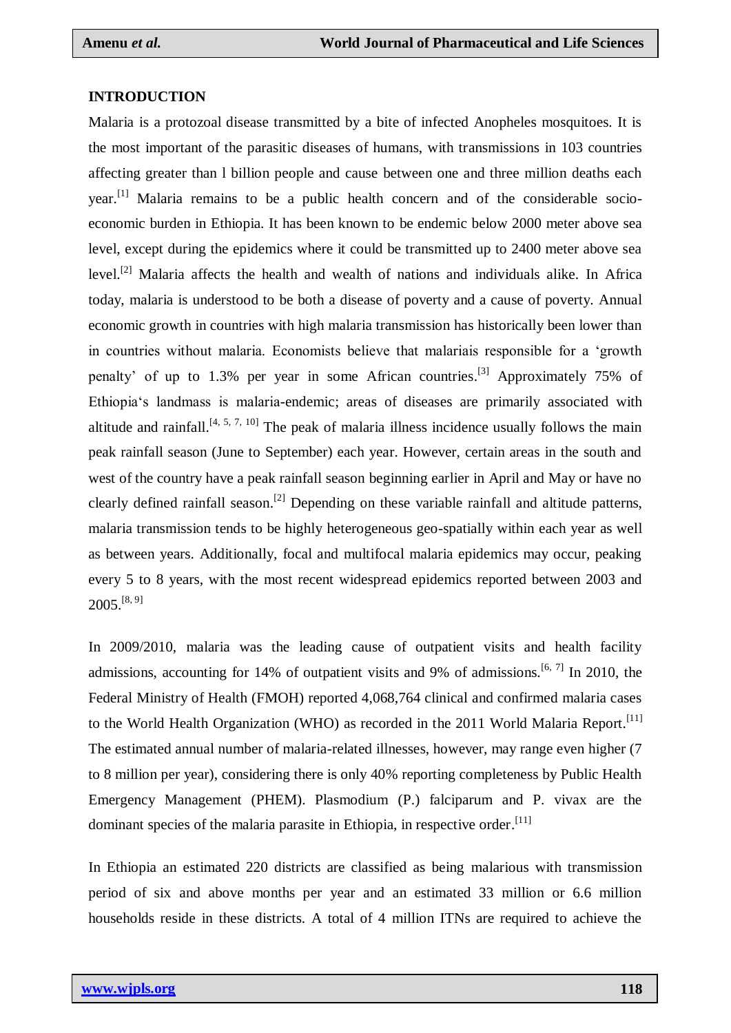## INTRODUCTION

Malaria is a protozoal disease transmitted by a bite of infected Anopheles mosquitoes. It is the most important of the parasitic diseases of humans, with transmissions in 103 countries affecting greater than l billion people and cause between one and three million deaths each year.[1] Malaria remains to be a public health concern and of the considerable socio-economic burden in Ethiopia. It has been known to be endemic below 2000 meter above sea level, except during the epidemics where it could be transmitted up to 2400 meter above sea level.[2] Malaria affects the health and wealth of nations and individuals alike. In Africa today, malaria is understood to be both a disease of poverty and a cause of poverty. Annual economic growth in countries with high malaria transmission has historically been lower than in countries without malaria. Economists believe that malariais responsible for a 'growth penalty' of up to 1.3% per year in some African countries.[3] Approximately 75% of Ethiopia's landmass is malaria-endemic; areas of diseases are primarily associated with altitude and rainfall.[4, 5, 7, 10] The peak of malaria illness incidence usually follows the main peak rainfall season (June to September) each year. However, certain areas in the south and west of the country have a peak rainfall season beginning earlier in April and May or have no clearly defined rainfall season.[2] Depending on these variable rainfall and altitude patterns, malaria transmission tends to be highly heterogeneous geo-spatially within each year as well as between years. Additionally, focal and multifocal malaria epidemics may occur, peaking every 5 to 8 years, with the most recent widespread epidemics reported between 2003 and 2005.[8, 9]

In 2009/2010, malaria was the leading cause of outpatient visits and health facility admissions, accounting for 14% of outpatient visits and 9% of admissions.[6, 7] In 2010, the Federal Ministry of Health (FMOH) reported 4,068,764 clinical and confirmed malaria cases to the World Health Organization (WHO) as recorded in the 2011 World Malaria Report.[11] The estimated annual number of malaria-related illnesses, however, may range even higher (7 to 8 million per year), considering there is only 40% reporting completeness by Public Health Emergency Management (PHEM). Plasmodium (P.) falciparum and P. vivax are the dominant species of the malaria parasite in Ethiopia, in respective order.[11]

In Ethiopia an estimated 220 districts are classified as being malarious with transmission period of six and above months per year and an estimated 33 million or 6.6 million households reside in these districts. A total of 4 million ITNs are required to achieve the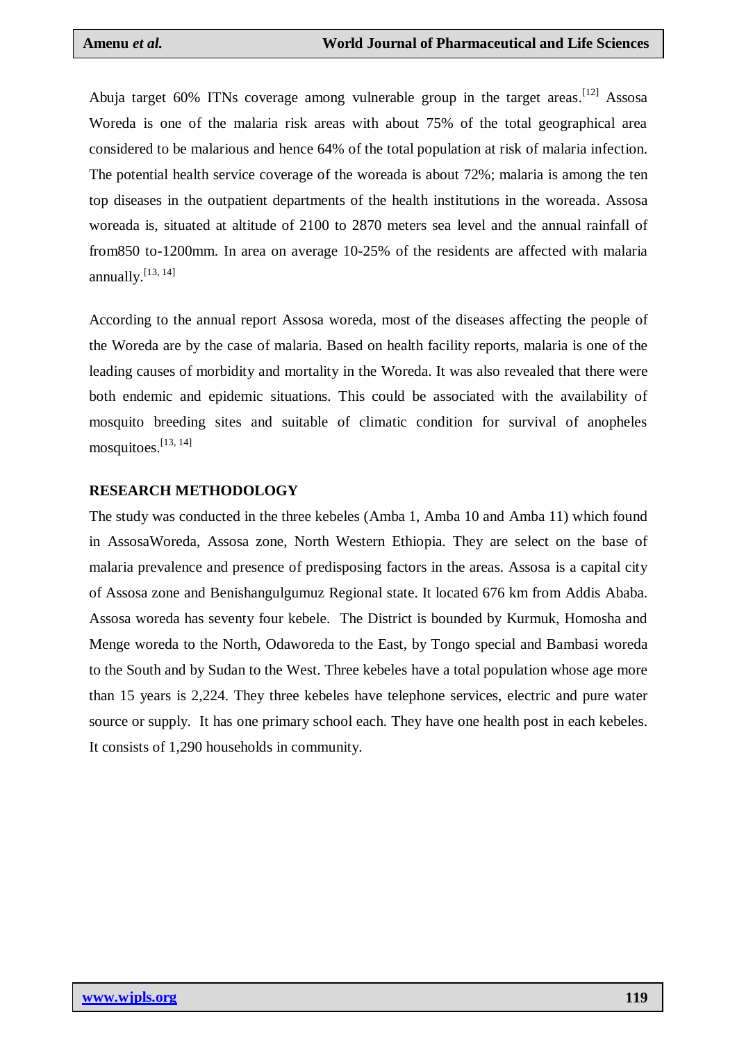Abuja target 60% ITNs coverage among vulnerable group in the target areas.[12] Assosa Woreda is one of the malaria risk areas with about 75% of the total geographical area considered to be malarious and hence 64% of the total population at risk of malaria infection. The potential health service coverage of the woreada is about 72%; malaria is among the ten top diseases in the outpatient departments of the health institutions in the woreada. Assosa woreada is, situated at altitude of 2100 to 2870 meters sea level and the annual rainfall of from850 to-1200mm. In area on average 10-25% of the residents are affected with malaria annually.[13, 14]

According to the annual report Assosa woreda, most of the diseases affecting the people of the Woreda are by the case of malaria. Based on health facility reports, malaria is one of the leading causes of morbidity and mortality in the Woreda. It was also revealed that there were both endemic and epidemic situations. This could be associated with the availability of mosquito breeding sites and suitable of climatic condition for survival of anopheles mosquitoes.[13, 14]

## RESEARCH METHODOLOGY

The study was conducted in the three kebeles (Amba 1, Amba 10 and Amba 11) which found in AssosaWoreda, Assosa zone, North Western Ethiopia. They are select on the base of malaria prevalence and presence of predisposing factors in the areas. Assosa is a capital city of Assosa zone and Benishangulgumuz Regional state. It located 676 km from Addis Ababa. Assosa woreda has seventy four kebele. The District is bounded by Kurmuk, Homosha and Menge woreda to the North, Odaworeda to the East, by Tongo special and Bambasi woreda to the South and by Sudan to the West. Three kebeles have a total population whose age more than 15 years is 2,224. They three kebeles have telephone services, electric and pure water source or supply. It has one primary school each. They have one health post in each kebeles. It consists of 1,290 households in community.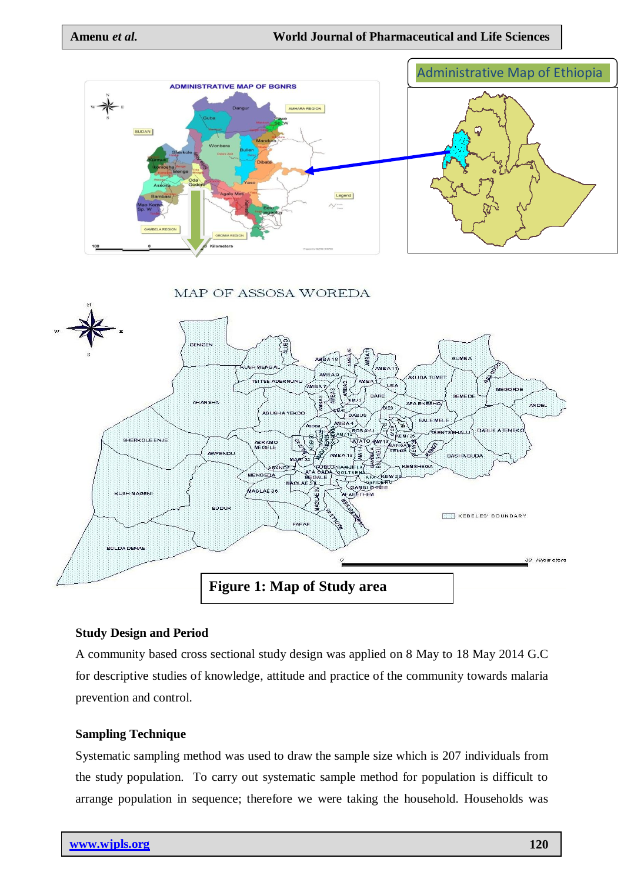**Figure 1: Map of Study area**

### Study Design and Period

A community based cross sectional study design was applied on 8 May to 18 May 2014 G.C for descriptive studies of knowledge, attitude and practice of the community towards malaria prevention and control.

### Sampling Technique

Systematic sampling method was used to draw the sample size which is 207 individuals from the study population. To carry out systematic sample method for population is difficult to arrange population in sequence; therefore we were taking the household. Households was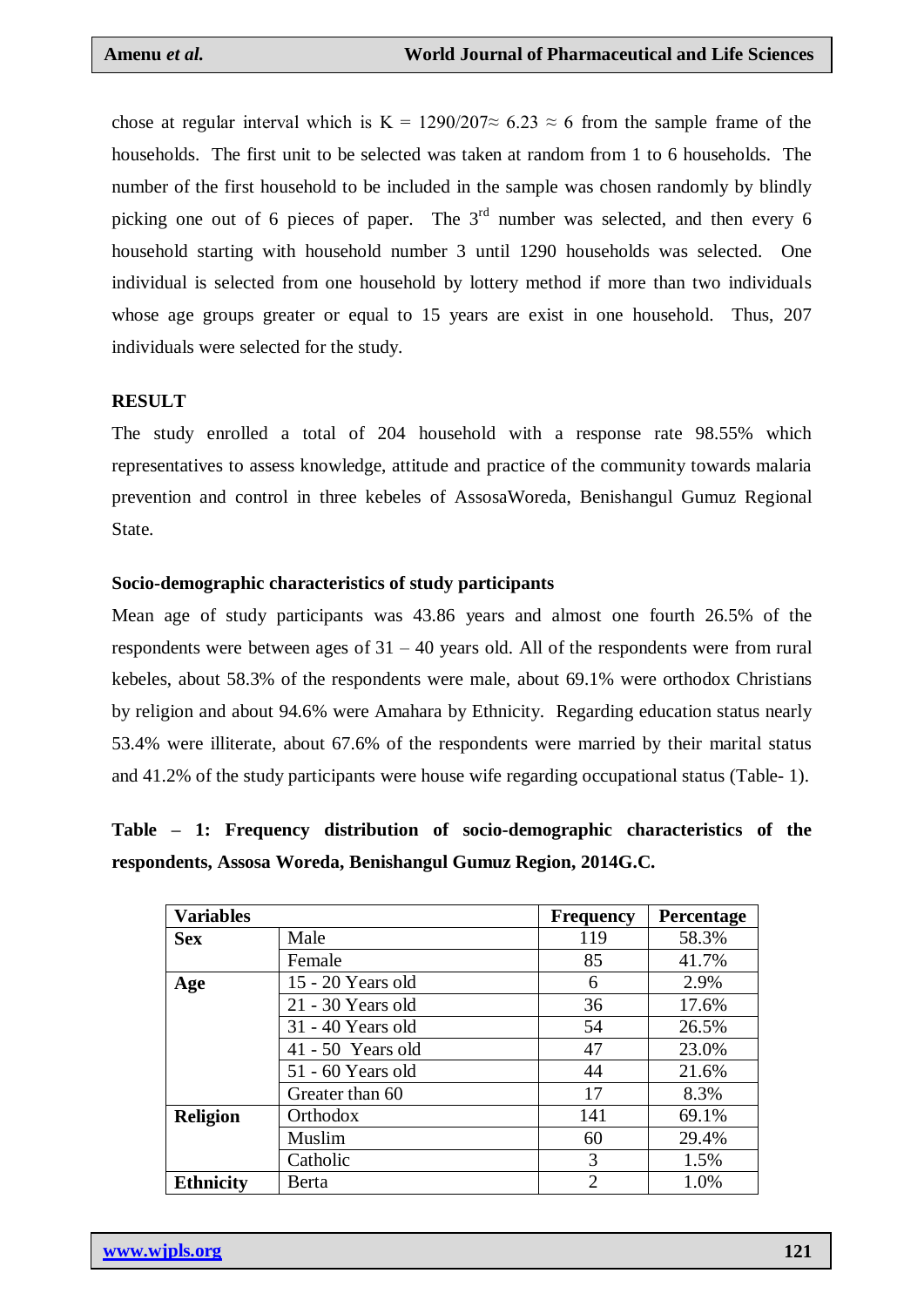chose at regular interval which is K = 1290/207≈ 6.23 ≈ 6 from the sample frame of the households. The first unit to be selected was taken at random from 1 to 6 households. The number of the first household to be included in the sample was chosen randomly by blindly picking one out of 6 pieces of paper. The 3rd number was selected, and then every 6 household starting with household number 3 until 1290 households was selected. One individual is selected from one household by lottery method if more than two individuals whose age groups greater or equal to 15 years are exist in one household. Thus, 207 individuals were selected for the study.

## RESULT

The study enrolled a total of 204 household with a response rate 98.55% which representatives to assess knowledge, attitude and practice of the community towards malaria prevention and control in three kebeles of AssosaWoreda, Benishangul Gumuz Regional State.

### Socio-demographic characteristics of study participants

Mean age of study participants was 43.86 years and almost one fourth 26.5% of the respondents were between ages of 31 – 40 years old. All of the respondents were from rural kebeles, about 58.3% of the respondents were male, about 69.1% were orthodox Christians by religion and about 94.6% were Amahara by Ethnicity. Regarding education status nearly 53.4% were illiterate, about 67.6% of the respondents were married by their marital status and 41.2% of the study participants were house wife regarding occupational status (Table- 1).

**Table – 1: Frequency distribution of socio-demographic characteristics of the respondents, Assosa Woreda, Benishangul Gumuz Region, 2014G.C.**

| Variables | | Frequency | Percentage |
|---|---|---|---|
| **Sex** | Male | 119 | 58.3% |
| | Female | 85 | 41.7% |
| **Age** | 15 - 20 Years old | 6 | 2.9% |
| | 21 - 30 Years old | 36 | 17.6% |
| | 31 - 40 Years old | 54 | 26.5% |
| | 41 - 50 Years old | 47 | 23.0% |
| | 51 - 60 Years old | 44 | 21.6% |
| | Greater than 60 | 17 | 8.3% |
| **Religion** | Orthodox | 141 | 69.1% |
| | Muslim | 60 | 29.4% |
| | Catholic | 3 | 1.5% |
| **Ethnicity** | Berta | 2 | 1.0% |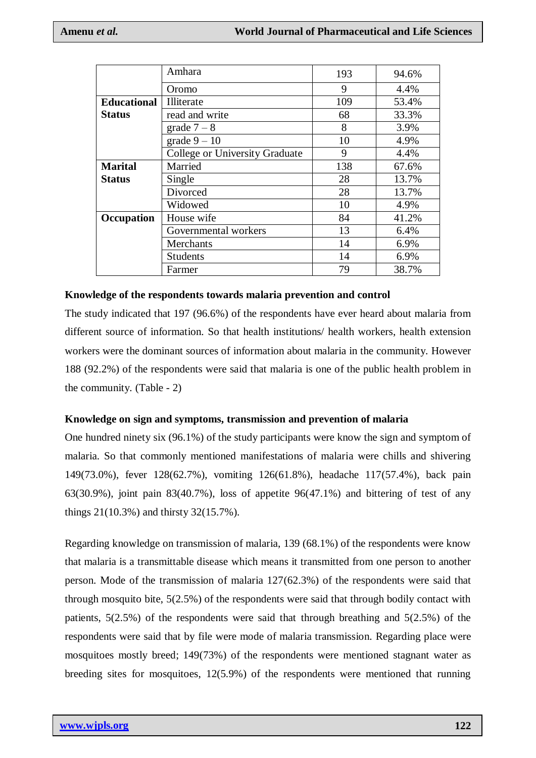| | | | |
|---|---|---|---|
| | Amhara | 193 | 94.6% |
| | Oromo | 9 | 4.4% |
| **Educational Status** | Illiterate | 109 | 53.4% |
| | read and write | 68 | 33.3% |
| | grade 7 – 8 | 8 | 3.9% |
| | grade 9 – 10 | 10 | 4.9% |
| | College or University Graduate | 9 | 4.4% |
| **Marital Status** | Married | 138 | 67.6% |
| | Single | 28 | 13.7% |
| | Divorced | 28 | 13.7% |
| | Widowed | 10 | 4.9% |
| **Occupation** | House wife | 84 | 41.2% |
| | Governmental workers | 13 | 6.4% |
| | Merchants | 14 | 6.9% |
| | Students | 14 | 6.9% |
| | Farmer | 79 | 38.7% |

**Knowledge of the respondents towards malaria prevention and control**

The study indicated that 197 (96.6%) of the respondents have ever heard about malaria from different source of information. So that health institutions/ health workers, health extension workers were the dominant sources of information about malaria in the community. However 188 (92.2%) of the respondents were said that malaria is one of the public health problem in the community. (Table - 2)

**Knowledge on sign and symptoms, transmission and prevention of malaria**

One hundred ninety six (96.1%) of the study participants were know the sign and symptom of malaria. So that commonly mentioned manifestations of malaria were chills and shivering 149(73.0%), fever 128(62.7%), vomiting 126(61.8%), headache 117(57.4%), back pain 63(30.9%), joint pain 83(40.7%), loss of appetite 96(47.1%) and bittering of test of any things 21(10.3%) and thirsty 32(15.7%).

Regarding knowledge on transmission of malaria, 139 (68.1%) of the respondents were know that malaria is a transmittable disease which means it transmitted from one person to another person. Mode of the transmission of malaria 127(62.3%) of the respondents were said that through mosquito bite, 5(2.5%) of the respondents were said that through bodily contact with patients, 5(2.5%) of the respondents were said that through breathing and 5(2.5%) of the respondents were said that by file were mode of malaria transmission. Regarding place were mosquitoes mostly breed; 149(73%) of the respondents were mentioned stagnant water as breeding sites for mosquitoes, 12(5.9%) of the respondents were mentioned that running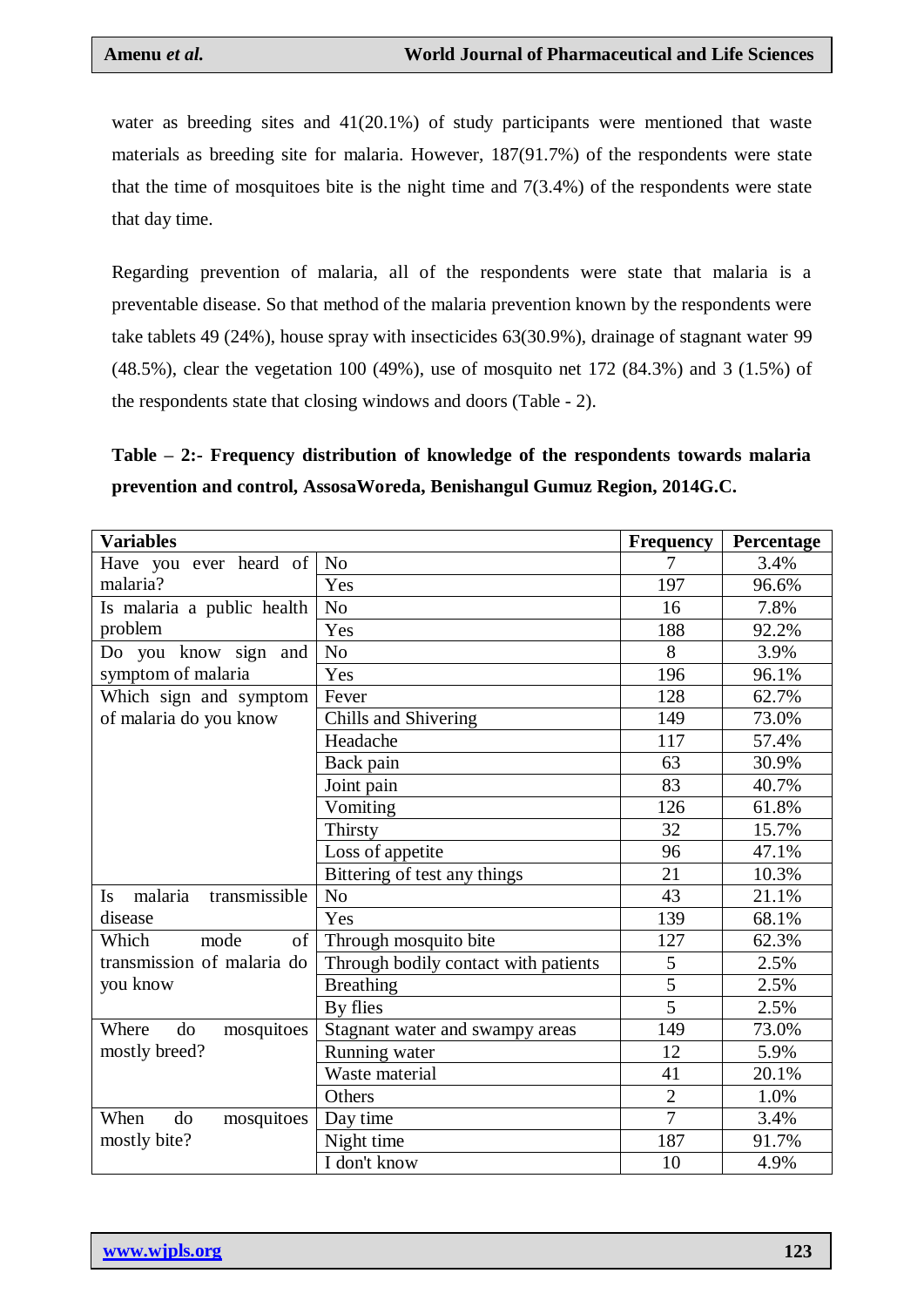water as breeding sites and 41(20.1%) of study participants were mentioned that waste materials as breeding site for malaria. However, 187(91.7%) of the respondents were state that the time of mosquitoes bite is the night time and 7(3.4%) of the respondents were state that day time.

Regarding prevention of malaria, all of the respondents were state that malaria is a preventable disease. So that method of the malaria prevention known by the respondents were take tablets 49 (24%), house spray with insecticides 63(30.9%), drainage of stagnant water 99 (48.5%), clear the vegetation 100 (49%), use of mosquito net 172 (84.3%) and 3 (1.5%) of the respondents state that closing windows and doors (Table - 2).

**Table – 2:- Frequency distribution of knowledge of the respondents towards malaria prevention and control, AssosaWoreda, Benishangul Gumuz Region, 2014G.C.**

| Variables | | Frequency | Percentage |
|---|---|---|---|
| Have you ever heard of malaria? | No | 7 | 3.4% |
| | Yes | 197 | 96.6% |
| Is malaria a public health problem | No | 16 | 7.8% |
| | Yes | 188 | 92.2% |
| Do you know sign and symptom of malaria | No | 8 | 3.9% |
| | Yes | 196 | 96.1% |
| Which sign and symptom of malaria do you know | Fever | 128 | 62.7% |
| | Chills and Shivering | 149 | 73.0% |
| | Headache | 117 | 57.4% |
| | Back pain | 63 | 30.9% |
| | Joint pain | 83 | 40.7% |
| | Vomiting | 126 | 61.8% |
| | Thirsty | 32 | 15.7% |
| | Loss of appetite | 96 | 47.1% |
| | Bittering of test any things | 21 | 10.3% |
| Is malaria transmissible disease | No | 43 | 21.1% |
| | Yes | 139 | 68.1% |
| Which mode of transmission of malaria do you know | Through mosquito bite | 127 | 62.3% |
| | Through bodily contact with patients | 5 | 2.5% |
| | Breathing | 5 | 2.5% |
| | By flies | 5 | 2.5% |
| Where do mosquitoes mostly breed? | Stagnant water and swampy areas | 149 | 73.0% |
| | Running water | 12 | 5.9% |
| | Waste material | 41 | 20.1% |
| | Others | 2 | 1.0% |
| When do mosquitoes mostly bite? | Day time | 7 | 3.4% |
| | Night time | 187 | 91.7% |
| | I don't know | 10 | 4.9% |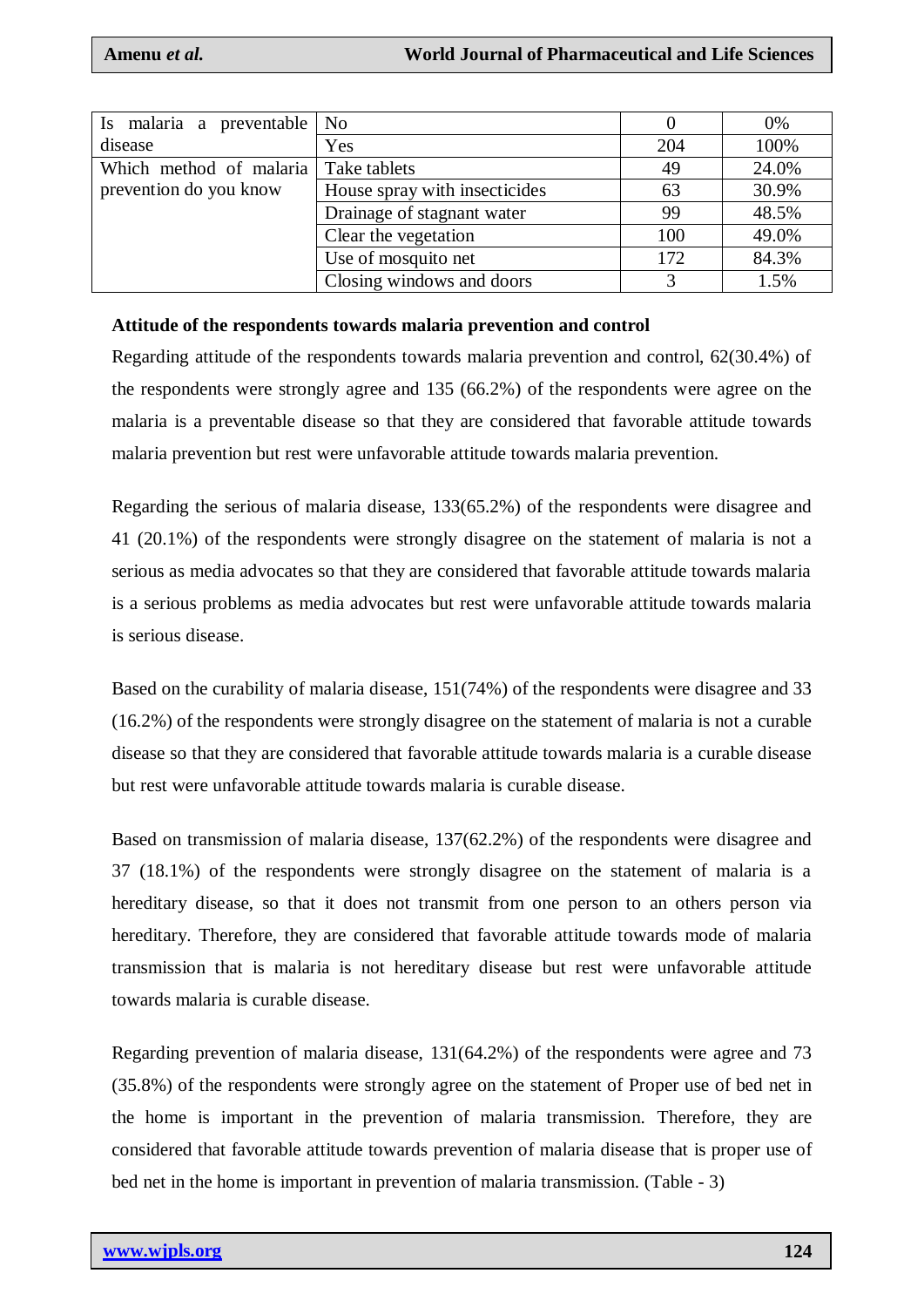| Is malaria a preventable disease | No | 0 | 0% |
|---|---|---|---|
| | Yes | 204 | 100% |
| Which method of malaria prevention do you know | Take tablets | 49 | 24.0% |
| | House spray with insecticides | 63 | 30.9% |
| | Drainage of stagnant water | 99 | 48.5% |
| | Clear the vegetation | 100 | 49.0% |
| | Use of mosquito net | 172 | 84.3% |
| | Closing windows and doors | 3 | 1.5% |

**Attitude of the respondents towards malaria prevention and control**

Regarding attitude of the respondents towards malaria prevention and control, 62(30.4%) of the respondents were strongly agree and 135 (66.2%) of the respondents were agree on the malaria is a preventable disease so that they are considered that favorable attitude towards malaria prevention but rest were unfavorable attitude towards malaria prevention.

Regarding the serious of malaria disease, 133(65.2%) of the respondents were disagree and 41 (20.1%) of the respondents were strongly disagree on the statement of malaria is not a serious as media advocates so that they are considered that favorable attitude towards malaria is a serious problems as media advocates but rest were unfavorable attitude towards malaria is serious disease.

Based on the curability of malaria disease, 151(74%) of the respondents were disagree and 33 (16.2%) of the respondents were strongly disagree on the statement of malaria is not a curable disease so that they are considered that favorable attitude towards malaria is a curable disease but rest were unfavorable attitude towards malaria is curable disease.

Based on transmission of malaria disease, 137(62.2%) of the respondents were disagree and 37 (18.1%) of the respondents were strongly disagree on the statement of malaria is a hereditary disease, so that it does not transmit from one person to an others person via hereditary. Therefore, they are considered that favorable attitude towards mode of malaria transmission that is malaria is not hereditary disease but rest were unfavorable attitude towards malaria is curable disease.

Regarding prevention of malaria disease, 131(64.2%) of the respondents were agree and 73 (35.8%) of the respondents were strongly agree on the statement of Proper use of bed net in the home is important in the prevention of malaria transmission. Therefore, they are considered that favorable attitude towards prevention of malaria disease that is proper use of bed net in the home is important in prevention of malaria transmission. (Table - 3)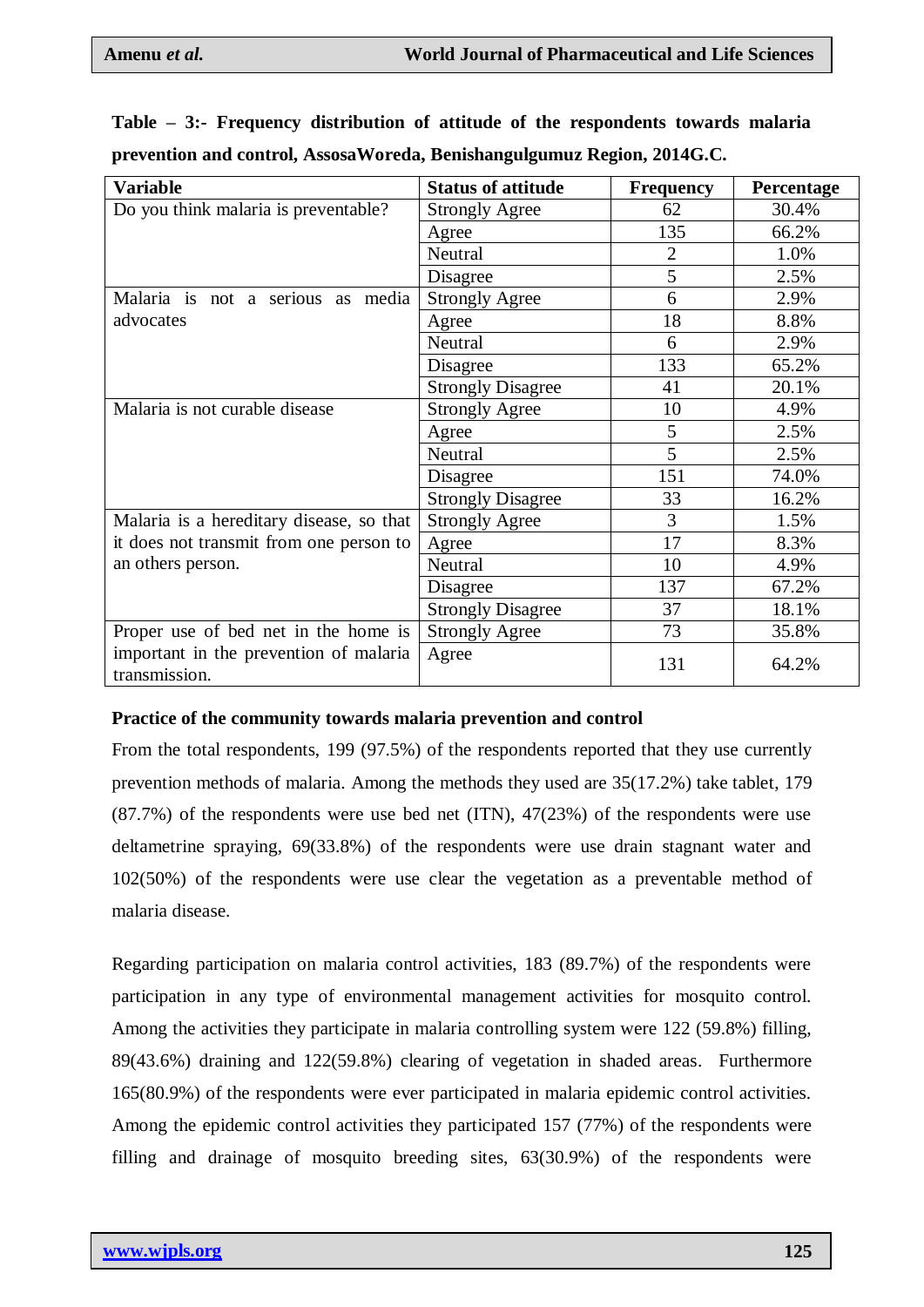**Table – 3:- Frequency distribution of attitude of the respondents towards malaria prevention and control, AssosaWoreda, Benishangulgumuz Region, 2014G.C.**

| Variable | Status of attitude | Frequency | Percentage |
|---|---|---|---|
| Do you think malaria is preventable? | Strongly Agree | 62 | 30.4% |
| | Agree | 135 | 66.2% |
| | Neutral | 2 | 1.0% |
| | Disagree | 5 | 2.5% |
| Malaria is not a serious as media advocates | Strongly Agree | 6 | 2.9% |
| | Agree | 18 | 8.8% |
| | Neutral | 6 | 2.9% |
| | Disagree | 133 | 65.2% |
| | Strongly Disagree | 41 | 20.1% |
| Malaria is not curable disease | Strongly Agree | 10 | 4.9% |
| | Agree | 5 | 2.5% |
| | Neutral | 5 | 2.5% |
| | Disagree | 151 | 74.0% |
| | Strongly Disagree | 33 | 16.2% |
| Malaria is a hereditary disease, so that it does not transmit from one person to an others person. | Strongly Agree | 3 | 1.5% |
| | Agree | 17 | 8.3% |
| | Neutral | 10 | 4.9% |
| | Disagree | 137 | 67.2% |
| | Strongly Disagree | 37 | 18.1% |
| Proper use of bed net in the home is important in the prevention of malaria transmission. | Strongly Agree | 73 | 35.8% |
| | Agree | 131 | 64.2% |

**Practice of the community towards malaria prevention and control**

From the total respondents, 199 (97.5%) of the respondents reported that they use currently prevention methods of malaria. Among the methods they used are 35(17.2%) take tablet, 179 (87.7%) of the respondents were use bed net (ITN), 47(23%) of the respondents were use deltametrine spraying, 69(33.8%) of the respondents were use drain stagnant water and 102(50%) of the respondents were use clear the vegetation as a preventable method of malaria disease.

Regarding participation on malaria control activities, 183 (89.7%) of the respondents were participation in any type of environmental management activities for mosquito control. Among the activities they participate in malaria controlling system were 122 (59.8%) filling, 89(43.6%) draining and 122(59.8%) clearing of vegetation in shaded areas. Furthermore 165(80.9%) of the respondents were ever participated in malaria epidemic control activities. Among the epidemic control activities they participated 157 (77%) of the respondents were filling and drainage of mosquito breeding sites, 63(30.9%) of the respondents were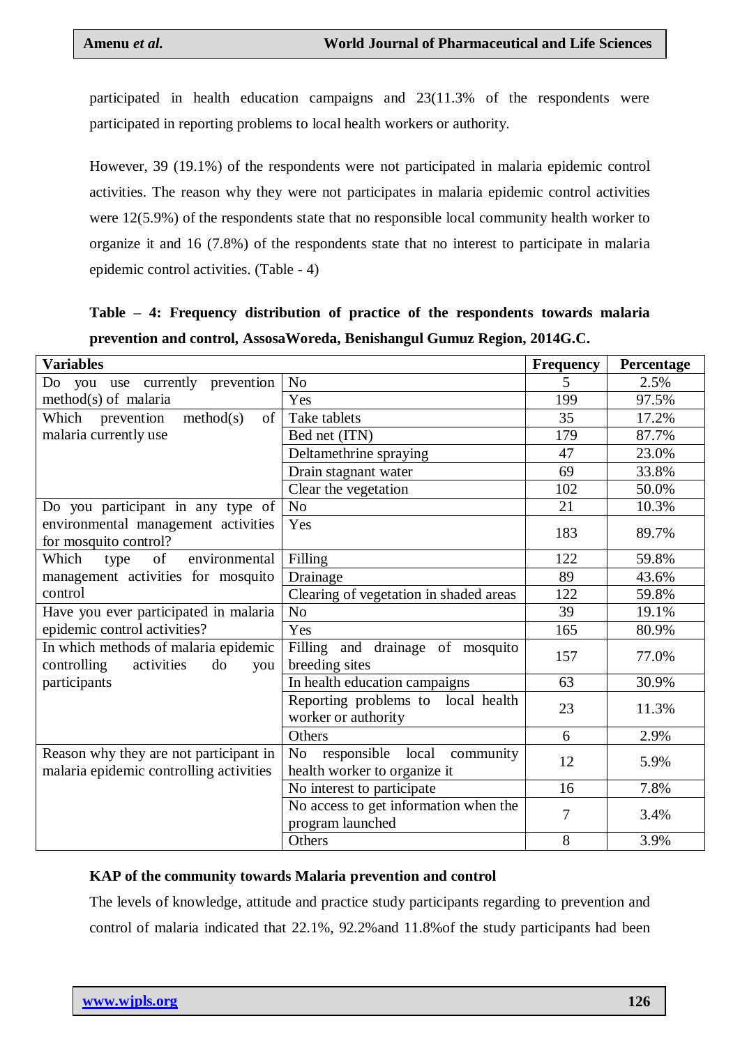participated in health education campaigns and 23(11.3% of the respondents were participated in reporting problems to local health workers or authority.

However, 39 (19.1%) of the respondents were not participated in malaria epidemic control activities. The reason why they were not participates in malaria epidemic control activities were 12(5.9%) of the respondents state that no responsible local community health worker to organize it and 16 (7.8%) of the respondents state that no interest to participate in malaria epidemic control activities. (Table - 4)

**Table – 4: Frequency distribution of practice of the respondents towards malaria prevention and control, AssosaWoreda, Benishangul Gumuz Region, 2014G.C.**

| Variables | | Frequency | Percentage |
|---|---|---|---|
| Do you use currently prevention method(s) of malaria | No | 5 | 2.5% |
| | Yes | 199 | 97.5% |
| Which prevention method(s) of malaria currently use | Take tablets | 35 | 17.2% |
| | Bed net (ITN) | 179 | 87.7% |
| | Deltamethrine spraying | 47 | 23.0% |
| | Drain stagnant water | 69 | 33.8% |
| | Clear the vegetation | 102 | 50.0% |
| Do you participant in any type of environmental management activities for mosquito control? | No | 21 | 10.3% |
| | Yes | 183 | 89.7% |
| Which type of environmental management activities for mosquito control | Filling | 122 | 59.8% |
| | Drainage | 89 | 43.6% |
| | Clearing of vegetation in shaded areas | 122 | 59.8% |
| Have you ever participated in malaria epidemic control activities? | No | 39 | 19.1% |
| | Yes | 165 | 80.9% |
| In which methods of malaria epidemic controlling activities do you participants | Filling and drainage of mosquito breeding sites | 157 | 77.0% |
| | In health education campaigns | 63 | 30.9% |
| | Reporting problems to local health worker or authority | 23 | 11.3% |
| | Others | 6 | 2.9% |
| Reason why they are not participant in malaria epidemic controlling activities | No responsible local community health worker to organize it | 12 | 5.9% |
| | No interest to participate | 16 | 7.8% |
| | No access to get information when the program launched | 7 | 3.4% |
| | Others | 8 | 3.9% |

**KAP of the community towards Malaria prevention and control**

The levels of knowledge, attitude and practice study participants regarding to prevention and control of malaria indicated that 22.1%, 92.2%and 11.8%of the study participants had been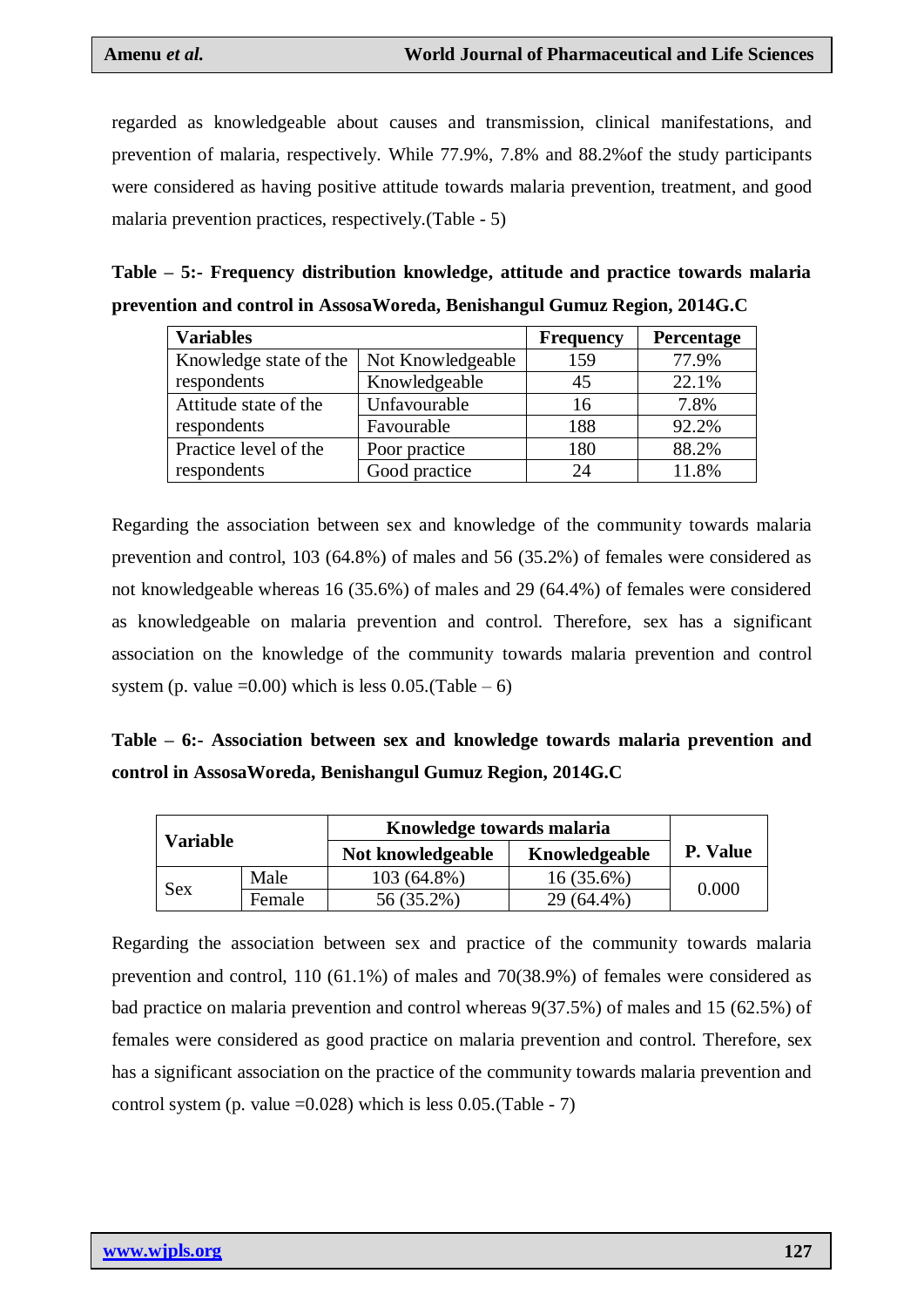regarded as knowledgeable about causes and transmission, clinical manifestations, and prevention of malaria, respectively. While 77.9%, 7.8% and 88.2%of the study participants were considered as having positive attitude towards malaria prevention, treatment, and good malaria prevention practices, respectively.(Table - 5)

**Table – 5:- Frequency distribution knowledge, attitude and practice towards malaria prevention and control in AssosaWoreda, Benishangul Gumuz Region, 2014G.C**

| Variables | | Frequency | Percentage |
|---|---|---|---|
| Knowledge state of the respondents | Not Knowledgeable | 159 | 77.9% |
| | Knowledgeable | 45 | 22.1% |
| Attitude state of the respondents | Unfavourable | 16 | 7.8% |
| | Favourable | 188 | 92.2% |
| Practice level of the respondents | Poor practice | 180 | 88.2% |
| | Good practice | 24 | 11.8% |

Regarding the association between sex and knowledge of the community towards malaria prevention and control, 103 (64.8%) of males and 56 (35.2%) of females were considered as not knowledgeable whereas 16 (35.6%) of males and 29 (64.4%) of females were considered as knowledgeable on malaria prevention and control. Therefore, sex has a significant association on the knowledge of the community towards malaria prevention and control system (p. value =0.00) which is less 0.05.(Table – 6)

**Table – 6:- Association between sex and knowledge towards malaria prevention and control in AssosaWoreda, Benishangul Gumuz Region, 2014G.C**

| Variable | | Knowledge towards malaria | | P. Value |
|---|---|---|---|---|
| | | Not knowledgeable | Knowledgeable | |
| Sex | Male | 103 (64.8%) | 16 (35.6%) | 0.000 |
| | Female | 56 (35.2%) | 29 (64.4%) | |

Regarding the association between sex and practice of the community towards malaria prevention and control, 110 (61.1%) of males and 70(38.9%) of females were considered as bad practice on malaria prevention and control whereas 9(37.5%) of males and 15 (62.5%) of females were considered as good practice on malaria prevention and control. Therefore, sex has a significant association on the practice of the community towards malaria prevention and control system (p. value =0.028) which is less 0.05.(Table - 7)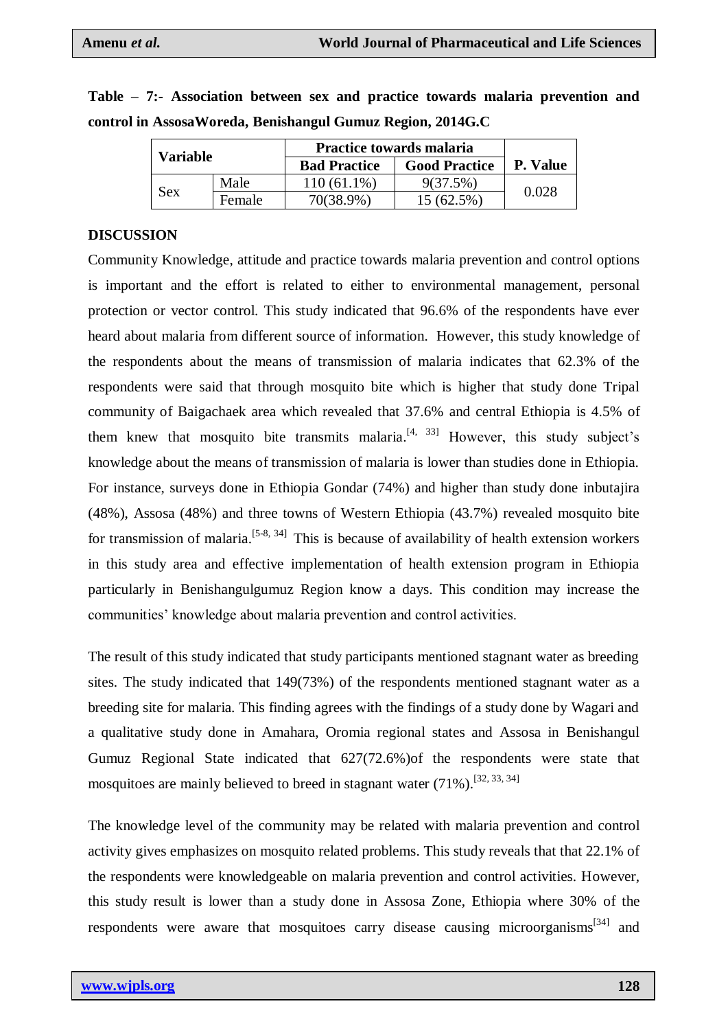**Table – 7:- Association between sex and practice towards malaria prevention and control in AssosaWoreda, Benishangul Gumuz Region, 2014G.C**

| Variable | | Practice towards malaria | | P. Value |
|---|---|---|---|---|
| | | Bad Practice | Good Practice | |
| Sex | Male | 110 (61.1%) | 9(37.5%) | 0.028 |
| | Female | 70(38.9%) | 15 (62.5%) | |

## DISCUSSION

Community Knowledge, attitude and practice towards malaria prevention and control options is important and the effort is related to either to environmental management, personal protection or vector control. This study indicated that 96.6% of the respondents have ever heard about malaria from different source of information. However, this study knowledge of the respondents about the means of transmission of malaria indicates that 62.3% of the respondents were said that through mosquito bite which is higher that study done Tripal community of Baigachaek area which revealed that 37.6% and central Ethiopia is 4.5% of them knew that mosquito bite transmits malaria.[4, 33] However, this study subject's knowledge about the means of transmission of malaria is lower than studies done in Ethiopia. For instance, surveys done in Ethiopia Gondar (74%) and higher than study done inbutajira (48%), Assosa (48%) and three towns of Western Ethiopia (43.7%) revealed mosquito bite for transmission of malaria.[5-8, 34] This is because of availability of health extension workers in this study area and effective implementation of health extension program in Ethiopia particularly in Benishangulgumuz Region know a days. This condition may increase the communities' knowledge about malaria prevention and control activities.

The result of this study indicated that study participants mentioned stagnant water as breeding sites. The study indicated that 149(73%) of the respondents mentioned stagnant water as a breeding site for malaria. This finding agrees with the findings of a study done by Wagari and a qualitative study done in Amhara, Oromia regional states and Assosa in Benishangul Gumuz Regional State indicated that 627(72.6%)of the respondents were state that mosquitoes are mainly believed to breed in stagnant water (71%).[32, 33, 34]

The knowledge level of the community may be related with malaria prevention and control activity gives emphasizes on mosquito related problems. This study reveals that that 22.1% of the respondents were knowledgeable on malaria prevention and control activities. However, this study result is lower than a study done in Assosa Zone, Ethiopia where 30% of the respondents were aware that mosquitoes carry disease causing microorganisms[34] and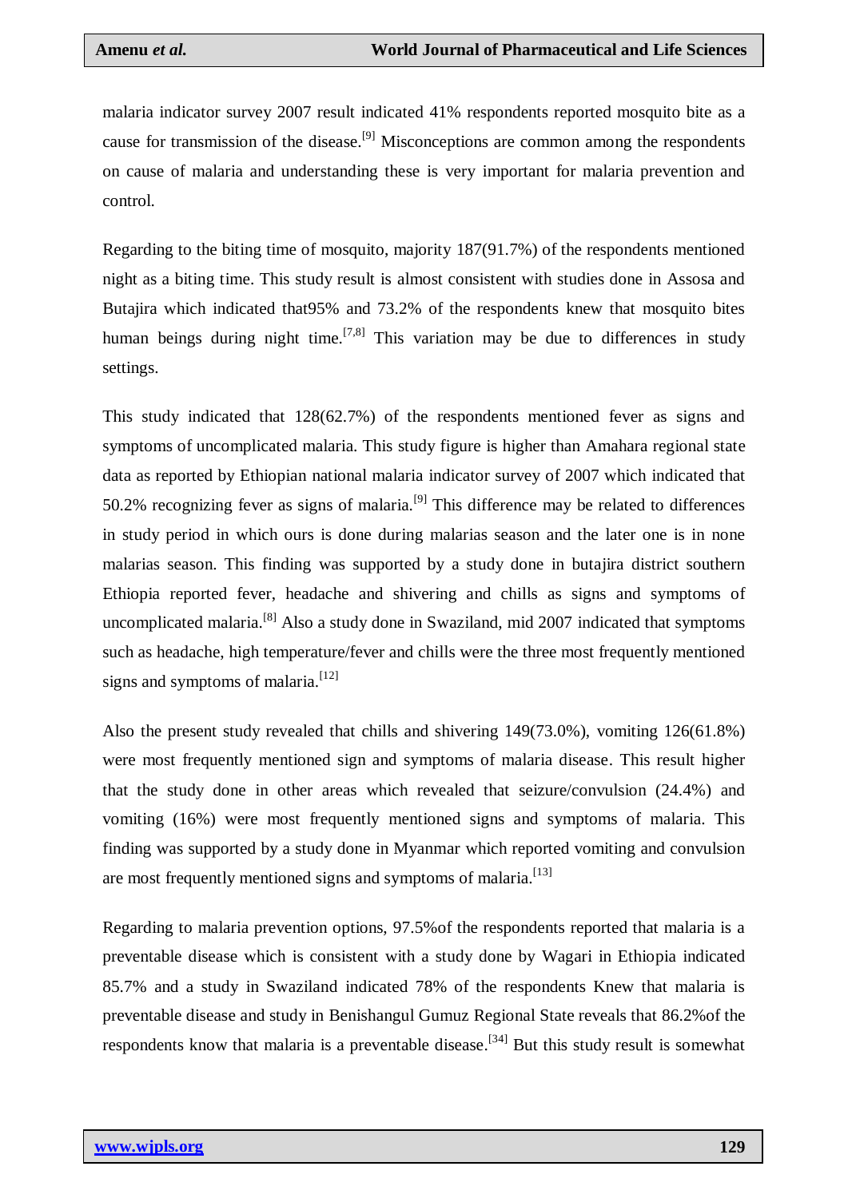malaria indicator survey 2007 result indicated 41% respondents reported mosquito bite as a cause for transmission of the disease.[9] Misconceptions are common among the respondents on cause of malaria and understanding these is very important for malaria prevention and control.

Regarding to the biting time of mosquito, majority 187(91.7%) of the respondents mentioned night as a biting time. This study result is almost consistent with studies done in Assosa and Butajira which indicated that95% and 73.2% of the respondents knew that mosquito bites human beings during night time.[7,8] This variation may be due to differences in study settings.

This study indicated that 128(62.7%) of the respondents mentioned fever as signs and symptoms of uncomplicated malaria. This study figure is higher than Amahara regional state data as reported by Ethiopian national malaria indicator survey of 2007 which indicated that 50.2% recognizing fever as signs of malaria.[9] This difference may be related to differences in study period in which ours is done during malarias season and the later one is in none malarias season. This finding was supported by a study done in butajira district southern Ethiopia reported fever, headache and shivering and chills as signs and symptoms of uncomplicated malaria.[8] Also a study done in Swaziland, mid 2007 indicated that symptoms such as headache, high temperature/fever and chills were the three most frequently mentioned signs and symptoms of malaria.[12]

Also the present study revealed that chills and shivering 149(73.0%), vomiting 126(61.8%) were most frequently mentioned sign and symptoms of malaria disease. This result higher that the study done in other areas which revealed that seizure/convulsion (24.4%) and vomiting (16%) were most frequently mentioned signs and symptoms of malaria. This finding was supported by a study done in Myanmar which reported vomiting and convulsion are most frequently mentioned signs and symptoms of malaria.[13]

Regarding to malaria prevention options, 97.5%of the respondents reported that malaria is a preventable disease which is consistent with a study done by Wagari in Ethiopia indicated 85.7% and a study in Swaziland indicated 78% of the respondents Knew that malaria is preventable disease and study in Benishangul Gumuz Regional State reveals that 86.2%of the respondents know that malaria is a preventable disease.[34] But this study result is somewhat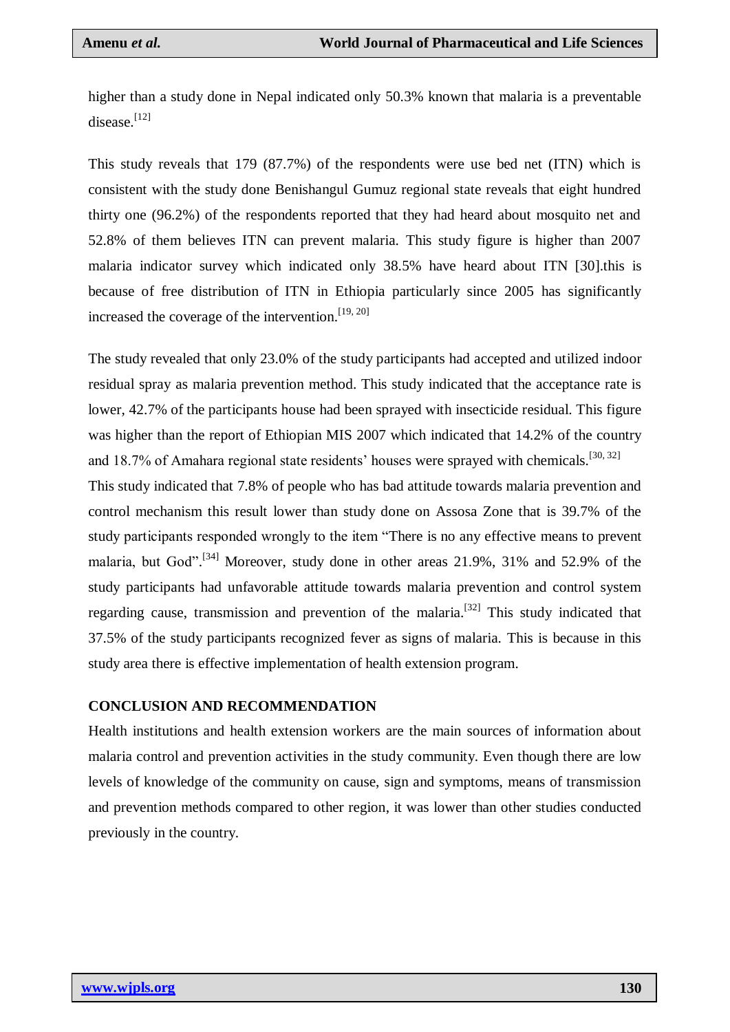higher than a study done in Nepal indicated only 50.3% known that malaria is a preventable disease.[12]

This study reveals that 179 (87.7%) of the respondents were use bed net (ITN) which is consistent with the study done Benishangul Gumuz regional state reveals that eight hundred thirty one (96.2%) of the respondents reported that they had heard about mosquito net and 52.8% of them believes ITN can prevent malaria. This study figure is higher than 2007 malaria indicator survey which indicated only 38.5% have heard about ITN [30].this is because of free distribution of ITN in Ethiopia particularly since 2005 has significantly increased the coverage of the intervention.[19, 20]

The study revealed that only 23.0% of the study participants had accepted and utilized indoor residual spray as malaria prevention method. This study indicated that the acceptance rate is lower, 42.7% of the participants house had been sprayed with insecticide residual. This figure was higher than the report of Ethiopian MIS 2007 which indicated that 14.2% of the country and 18.7% of Amahara regional state residents' houses were sprayed with chemicals.[30, 32]
This study indicated that 7.8% of people who has bad attitude towards malaria prevention and control mechanism this result lower than study done on Assosa Zone that is 39.7% of the study participants responded wrongly to the item "There is no any effective means to prevent malaria, but God".[34] Moreover, study done in other areas 21.9%, 31% and 52.9% of the study participants had unfavorable attitude towards malaria prevention and control system regarding cause, transmission and prevention of the malaria.[32] This study indicated that 37.5% of the study participants recognized fever as signs of malaria. This is because in this study area there is effective implementation of health extension program.

## CONCLUSION AND RECOMMENDATION

Health institutions and health extension workers are the main sources of information about malaria control and prevention activities in the study community. Even though there are low levels of knowledge of the community on cause, sign and symptoms, means of transmission and prevention methods compared to other region, it was lower than other studies conducted previously in the country.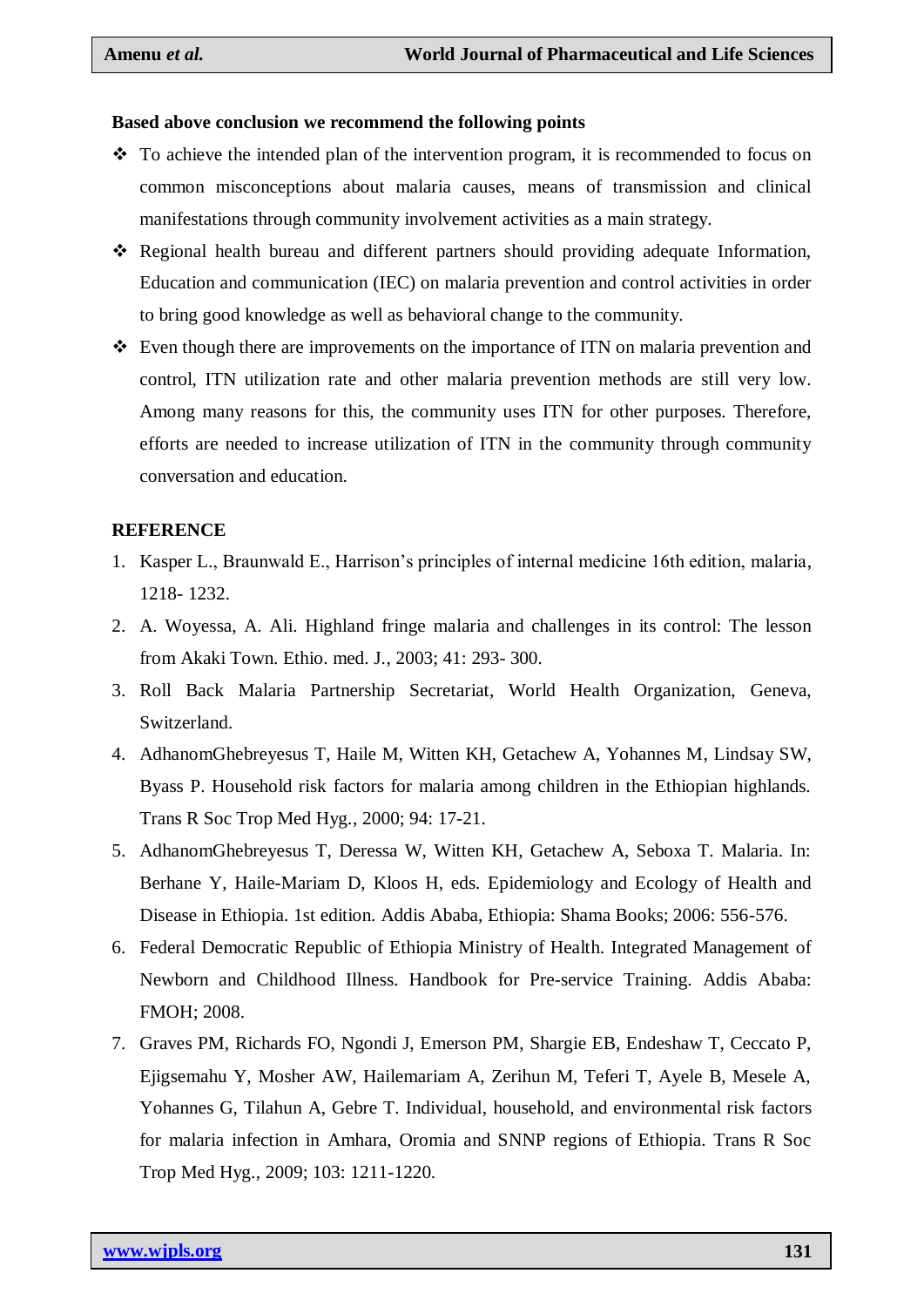**Based above conclusion we recommend the following points**

- To achieve the intended plan of the intervention program, it is recommended to focus on common misconceptions about malaria causes, means of transmission and clinical manifestations through community involvement activities as a main strategy.
- Regional health bureau and different partners should providing adequate Information, Education and communication (IEC) on malaria prevention and control activities in order to bring good knowledge as well as behavioral change to the community.
- Even though there are improvements on the importance of ITN on malaria prevention and control, ITN utilization rate and other malaria prevention methods are still very low. Among many reasons for this, the community uses ITN for other purposes. Therefore, efforts are needed to increase utilization of ITN in the community through community conversation and education.

## REFERENCE

1. Kasper L., Braunwald E., Harrison's principles of internal medicine 16th edition, malaria, 1218- 1232.
2. A. Woyessa, A. Ali. Highland fringe malaria and challenges in its control: The lesson from Akaki Town. Ethio. med. J., 2003; 41: 293- 300.
3. Roll Back Malaria Partnership Secretariat, World Health Organization, Geneva, Switzerland.
4. AdhanomGhebreyesus T, Haile M, Witten KH, Getachew A, Yohannes M, Lindsay SW, Byass P. Household risk factors for malaria among children in the Ethiopian highlands. Trans R Soc Trop Med Hyg., 2000; 94: 17-21.
5. AdhanomGhebreyesus T, Deressa W, Witten KH, Getachew A, Seboxa T. Malaria. In: Berhane Y, Haile-Mariam D, Kloos H, eds. Epidemiology and Ecology of Health and Disease in Ethiopia. 1st edition. Addis Ababa, Ethiopia: Shama Books; 2006: 556-576.
6. Federal Democratic Republic of Ethiopia Ministry of Health. Integrated Management of Newborn and Childhood Illness. Handbook for Pre-service Training. Addis Ababa: FMOH; 2008.
7. Graves PM, Richards FO, Ngondi J, Emerson PM, Shargie EB, Endeshaw T, Ceccato P, Ejigsemahu Y, Mosher AW, Hailemariam A, Zerihun M, Teferi T, Ayele B, Mesele A, Yohannes G, Tilahun A, Gebre T. Individual, household, and environmental risk factors for malaria infection in Amhara, Oromia and SNNP regions of Ethiopia. Trans R Soc Trop Med Hyg., 2009; 103: 1211-1220.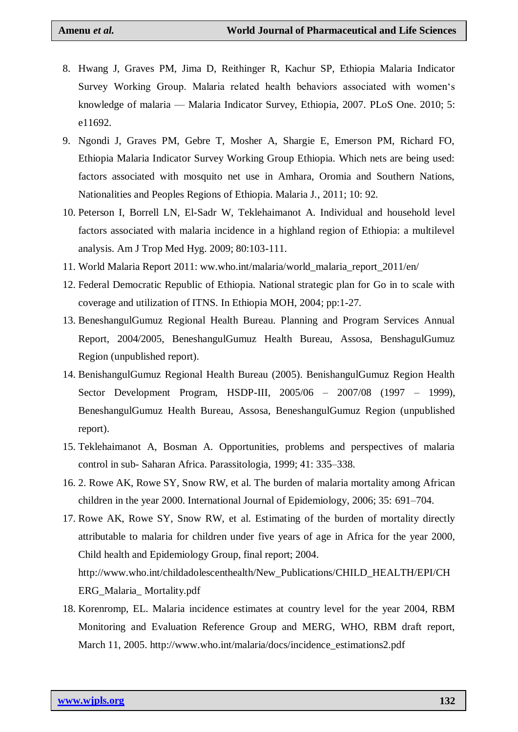8. Hwang J, Graves PM, Jima D, Reithinger R, Kachur SP, Ethiopia Malaria Indicator Survey Working Group. Malaria related health behaviors associated with women's knowledge of malaria — Malaria Indicator Survey, Ethiopia, 2007. PLoS One. 2010; 5: e11692.
9. Ngondi J, Graves PM, Gebre T, Mosher A, Shargie E, Emerson PM, Richard FO, Ethiopia Malaria Indicator Survey Working Group Ethiopia. Which nets are being used: factors associated with mosquito net use in Amhara, Oromia and Southern Nations, Nationalities and Peoples Regions of Ethiopia. Malaria J., 2011; 10: 92.
10. Peterson I, Borrell LN, El-Sadr W, Teklehaimanot A. Individual and household level factors associated with malaria incidence in a highland region of Ethiopia: a multilevel analysis. Am J Trop Med Hyg. 2009; 80:103-111.
11. World Malaria Report 2011: ww.who.int/malaria/world_malaria_report_2011/en/
12. Federal Democratic Republic of Ethiopia. National strategic plan for Go in to scale with coverage and utilization of ITNS. In Ethiopia MOH, 2004; pp:1-27.
13. BeneshangulGumuz Regional Health Bureau. Planning and Program Services Annual Report, 2004/2005, BeneshangulGumuz Health Bureau, Assosa, BenshagulGumuz Region (unpublished report).
14. BenishangulGumuz Regional Health Bureau (2005). BenishangulGumuz Region Health Sector Development Program, HSDP-III, 2005/06 – 2007/08 (1997 – 1999), BeneshangulGumuz Health Bureau, Assosa, BeneshangulGumuz Region (unpublished report).
15. Teklehaimanot A, Bosman A. Opportunities, problems and perspectives of malaria control in sub- Saharan Africa. Parassitologia, 1999; 41: 335–338.
16. 2. Rowe AK, Rowe SY, Snow RW, et al. The burden of malaria mortality among African children in the year 2000. International Journal of Epidemiology, 2006; 35: 691–704.
17. Rowe AK, Rowe SY, Snow RW, et al. Estimating of the burden of mortality directly attributable to malaria for children under five years of age in Africa for the year 2000, Child health and Epidemiology Group, final report; 2004. http://www.who.int/childadolescenthealth/New_Publications/CHILD_HEALTH/EPI/CHERG_Malaria_ Mortality.pdf
18. Korenromp, EL. Malaria incidence estimates at country level for the year 2004, RBM Monitoring and Evaluation Reference Group and MERG, WHO, RBM draft report, March 11, 2005. http://www.who.int/malaria/docs/incidence_estimations2.pdf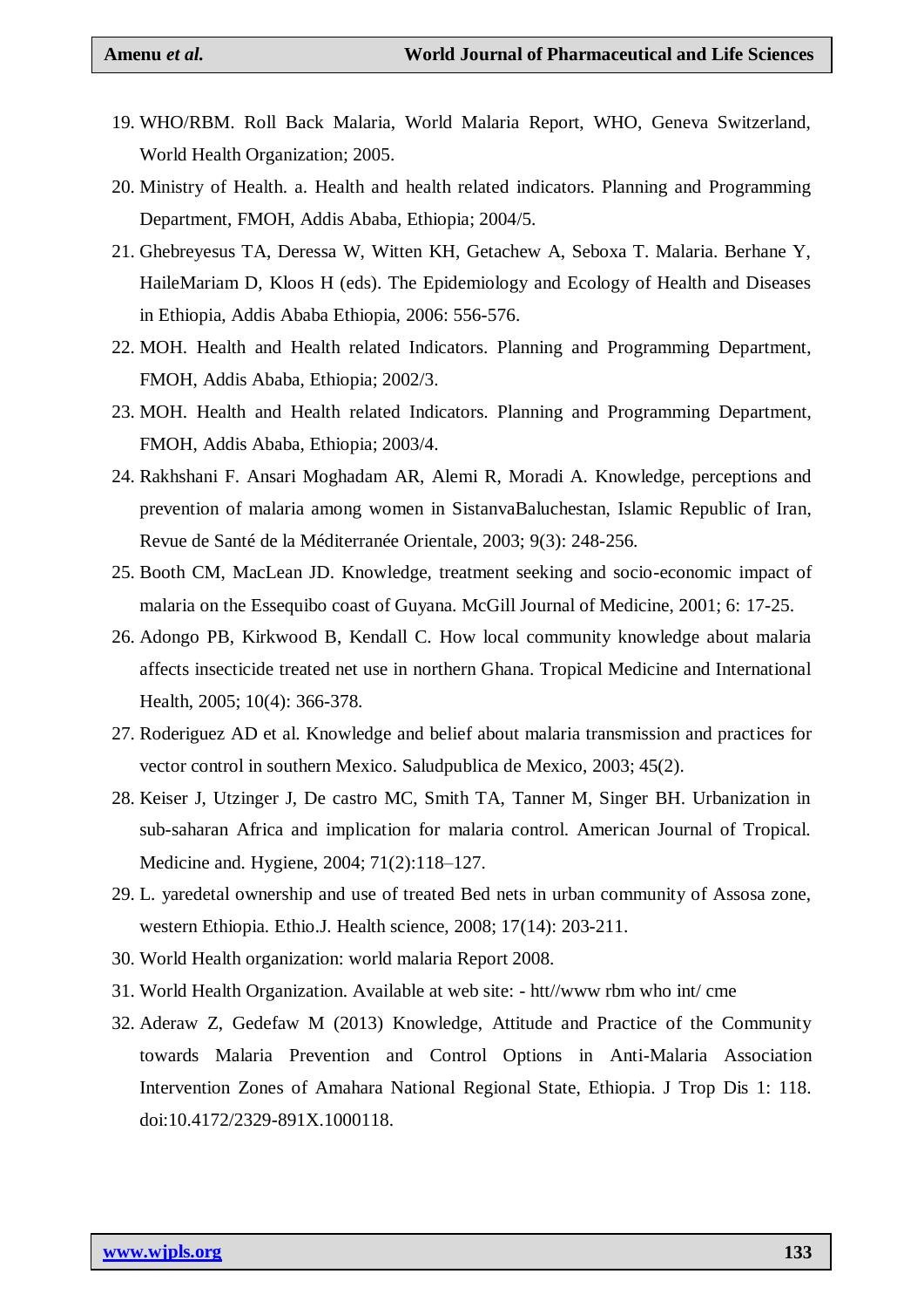19. WHO/RBM. Roll Back Malaria, World Malaria Report, WHO, Geneva Switzerland, World Health Organization; 2005.
20. Ministry of Health. a. Health and health related indicators. Planning and Programming Department, FMOH, Addis Ababa, Ethiopia; 2004/5.
21. Ghebreyesus TA, Deressa W, Witten KH, Getachew A, Seboxa T. Malaria. Berhane Y, HaileMariam D, Kloos H (eds). The Epidemiology and Ecology of Health and Diseases in Ethiopia, Addis Ababa Ethiopia, 2006: 556-576.
22. MOH. Health and Health related Indicators. Planning and Programming Department, FMOH, Addis Ababa, Ethiopia; 2002/3.
23. MOH. Health and Health related Indicators. Planning and Programming Department, FMOH, Addis Ababa, Ethiopia; 2003/4.
24. Rakhshani F. Ansari Moghadam AR, Alemi R, Moradi A. Knowledge, perceptions and prevention of malaria among women in SistanvaBaluchestan, Islamic Republic of Iran, Revue de Santé de la Méditerranée Orientale, 2003; 9(3): 248-256.
25. Booth CM, MacLean JD. Knowledge, treatment seeking and socio-economic impact of malaria on the Essequibo coast of Guyana. McGill Journal of Medicine, 2001; 6: 17-25.
26. Adongo PB, Kirkwood B, Kendall C. How local community knowledge about malaria affects insecticide treated net use in northern Ghana. Tropical Medicine and International Health, 2005; 10(4): 366-378.
27. Roderiguez AD et al. Knowledge and belief about malaria transmission and practices for vector control in southern Mexico. Saludpublica de Mexico, 2003; 45(2).
28. Keiser J, Utzinger J, De castro MC, Smith TA, Tanner M, Singer BH. Urbanization in sub-saharan Africa and implication for malaria control. American Journal of Tropical. Medicine and. Hygiene, 2004; 71(2):118–127.
29. L. yaredetal ownership and use of treated Bed nets in urban community of Assosa zone, western Ethiopia. Ethio.J. Health science, 2008; 17(14): 203-211.
30. World Health organization: world malaria Report 2008.
31. World Health Organization. Available at web site: - htt//www rbm who int/ cme
32. Aderaw Z, Gedefaw M (2013) Knowledge, Attitude and Practice of the Community towards Malaria Prevention and Control Options in Anti-Malaria Association Intervention Zones of Amahara National Regional State, Ethiopia. J Trop Dis 1: 118. doi:10.4172/2329-891X.1000118.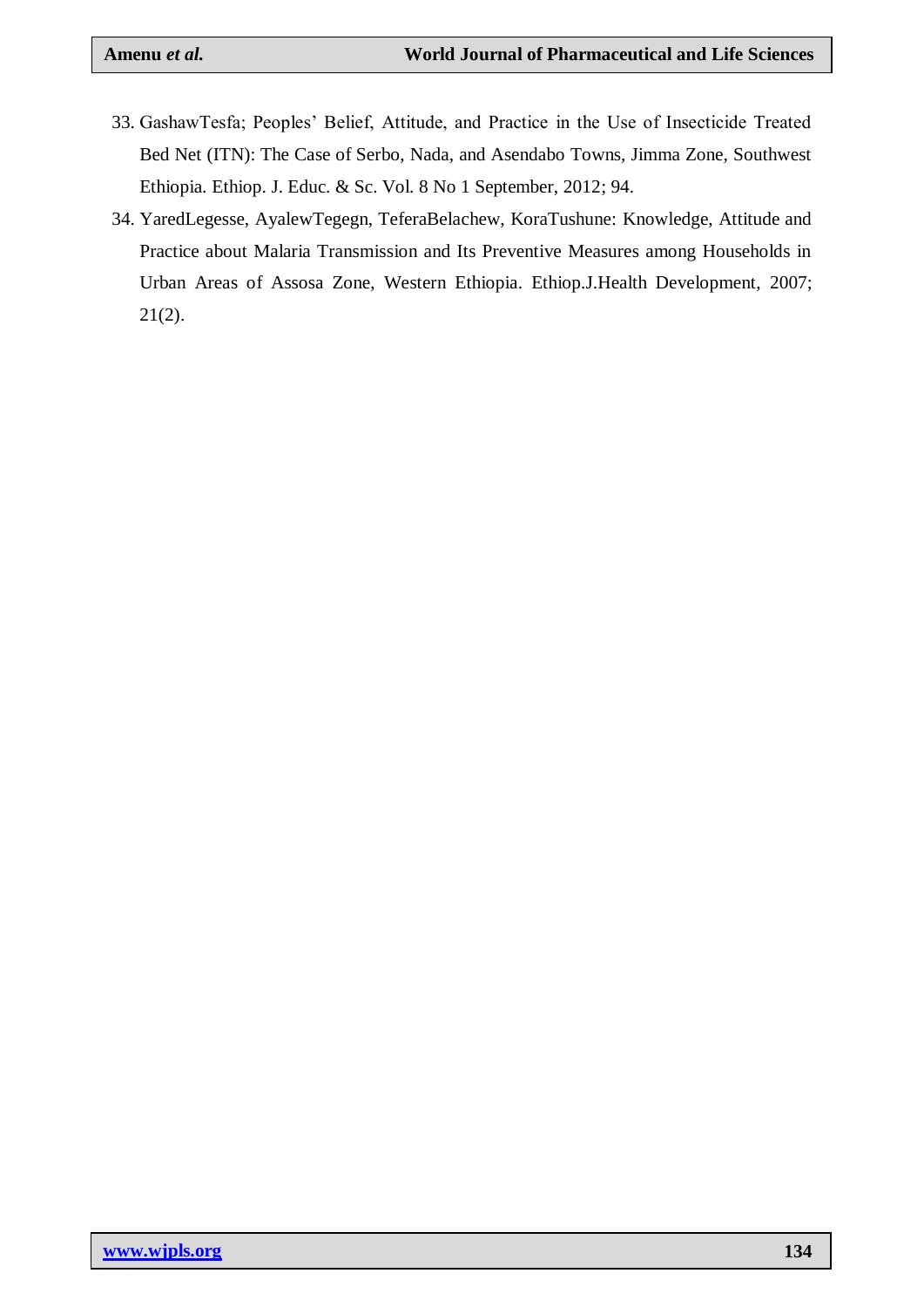33. GashawTesfa; Peoples' Belief, Attitude, and Practice in the Use of Insecticide Treated Bed Net (ITN): The Case of Serbo, Nada, and Asendabo Towns, Jimma Zone, Southwest Ethiopia. Ethiop. J. Educ. & Sc. Vol. 8 No 1 September, 2012; 94.
34. YaredLegesse, AyalewTegegn, TeferaBelachew, KoraTushune: Knowledge, Attitude and Practice about Malaria Transmission and Its Preventive Measures among Households in Urban Areas of Assosa Zone, Western Ethiopia. Ethiop.J.Health Development, 2007; 21(2).